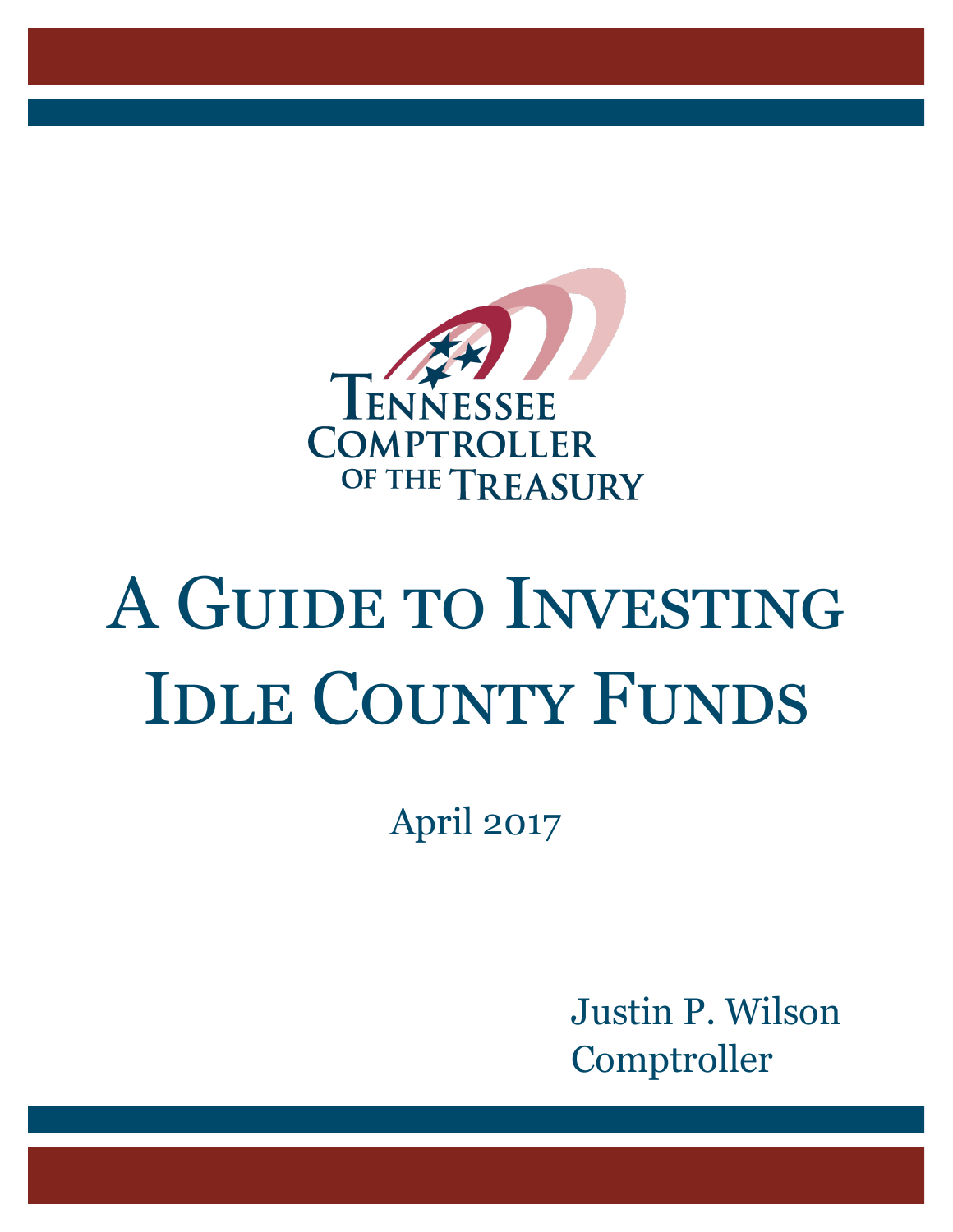Tennessee Comptroller of the Treasury

# A Guide to Investing Idle County Funds

April 2017

Justin P. Wilson
Comptroller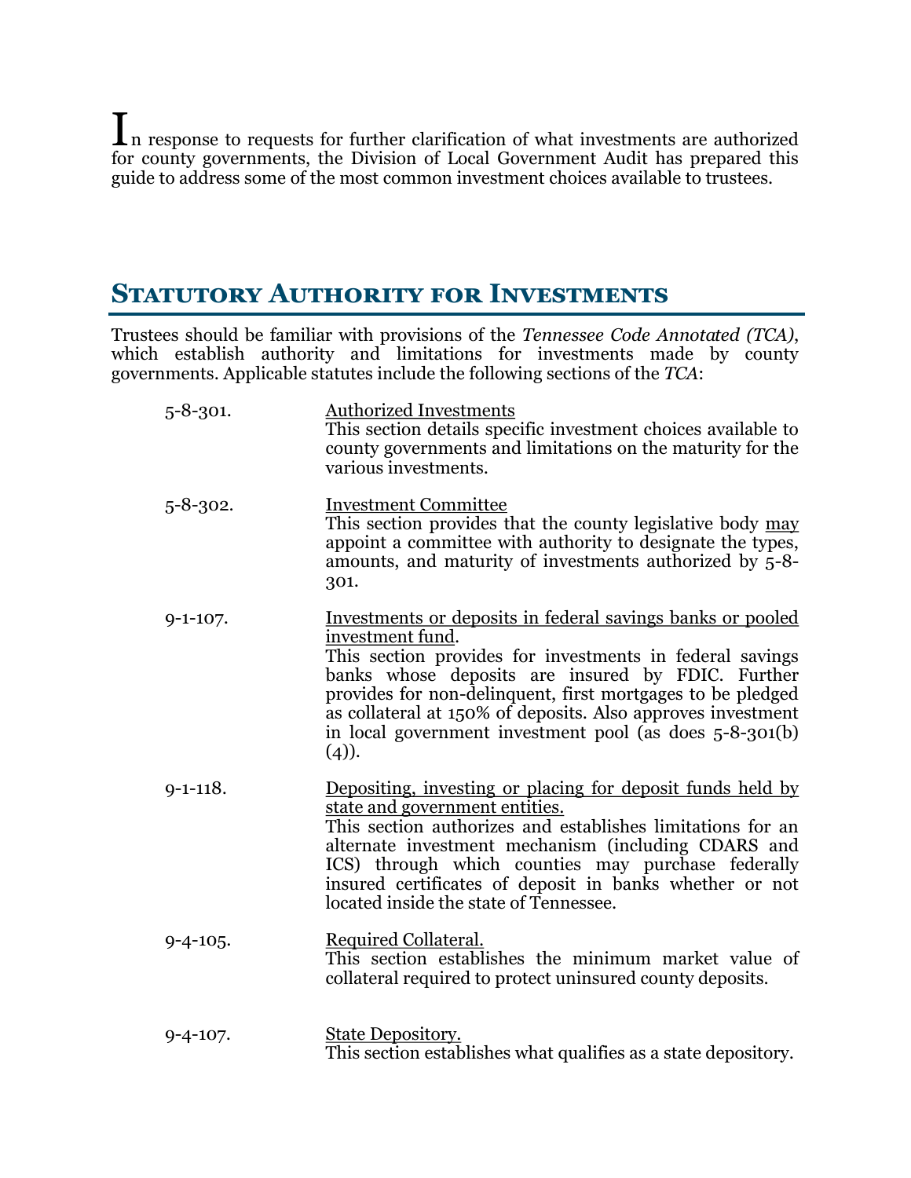In response to requests for further clarification of what investments are authorized for county governments, the Division of Local Government Audit has prepared this guide to address some of the most common investment choices available to trustees.

## Statutory Authority for Investments

Trustees should be familiar with provisions of the *Tennessee Code Annotated (TCA)*, which establish authority and limitations for investments made by county governments. Applicable statutes include the following sections of the *TCA*:

**5-8-301.** Authorized Investments
This section details specific investment choices available to county governments and limitations on the maturity for the various investments.

**5-8-302.** Investment Committee
This section provides that the county legislative body may appoint a committee with authority to designate the types, amounts, and maturity of investments authorized by 5-8-301.

**9-1-107.** Investments or deposits in federal savings banks or pooled investment fund.
This section provides for investments in federal savings banks whose deposits are insured by FDIC. Further provides for non-delinquent, first mortgages to be pledged as collateral at 150% of deposits. Also approves investment in local government investment pool (as does 5-8-301(b)(4)).

**9-1-118.** Depositing, investing or placing for deposit funds held by state and government entities.
This section authorizes and establishes limitations for an alternate investment mechanism (including CDARS and ICS) through which counties may purchase federally insured certificates of deposit in banks whether or not located inside the state of Tennessee.

**9-4-105.** Required Collateral.
This section establishes the minimum market value of collateral required to protect uninsured county deposits.

**9-4-107.** State Depository.
This section establishes what qualifies as a state depository.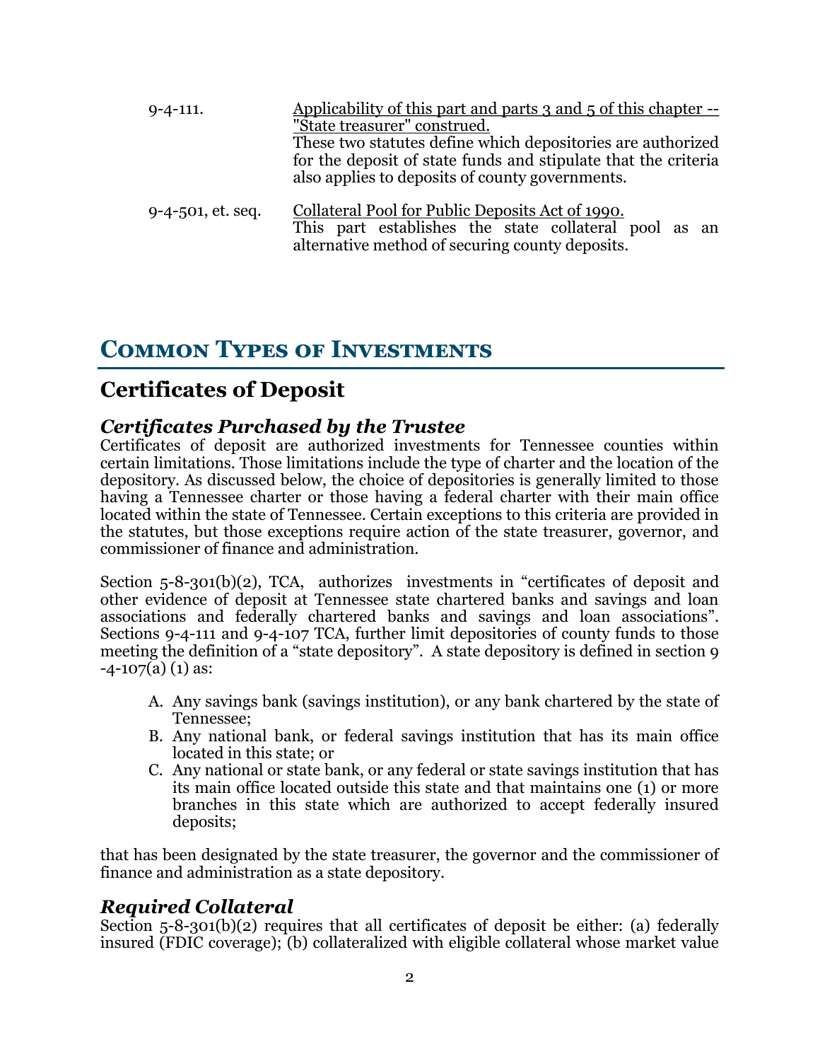| | |
|---|---|
| 9-4-111. | Applicability of this part and parts 3 and 5 of this chapter -- "State treasurer" construed. These two statutes define which depositories are authorized for the deposit of state funds and stipulate that the criteria also applies to deposits of county governments. |
| 9-4-501, et. seq. | Collateral Pool for Public Deposits Act of 1990. This part establishes the state collateral pool as an alternative method of securing county deposits. |

# Common Types of Investments

## Certificates of Deposit

### *Certificates Purchased by the Trustee*

Certificates of deposit are authorized investments for Tennessee counties within certain limitations. Those limitations include the type of charter and the location of the depository. As discussed below, the choice of depositories is generally limited to those having a Tennessee charter or those having a federal charter with their main office located within the state of Tennessee. Certain exceptions to this criteria are provided in the statutes, but those exceptions require action of the state treasurer, governor, and commissioner of finance and administration.

Section 5-8-301(b)(2), TCA, authorizes investments in "certificates of deposit and other evidence of deposit at Tennessee state chartered banks and savings and loan associations and federally chartered banks and savings and loan associations". Sections 9-4-111 and 9-4-107 TCA, further limit depositories of county funds to those meeting the definition of a "state depository". A state depository is defined in section 9 -4-107(a) (1) as:

A. Any savings bank (savings institution), or any bank chartered by the state of Tennessee;
B. Any national bank, or federal savings institution that has its main office located in this state; or
C. Any national or state bank, or any federal or state savings institution that has its main office located outside this state and that maintains one (1) or more branches in this state which are authorized to accept federally insured deposits;

that has been designated by the state treasurer, the governor and the commissioner of finance and administration as a state depository.

### *Required Collateral*

Section 5-8-301(b)(2) requires that all certificates of deposit be either: (a) federally insured (FDIC coverage); (b) collateralized with eligible collateral whose market value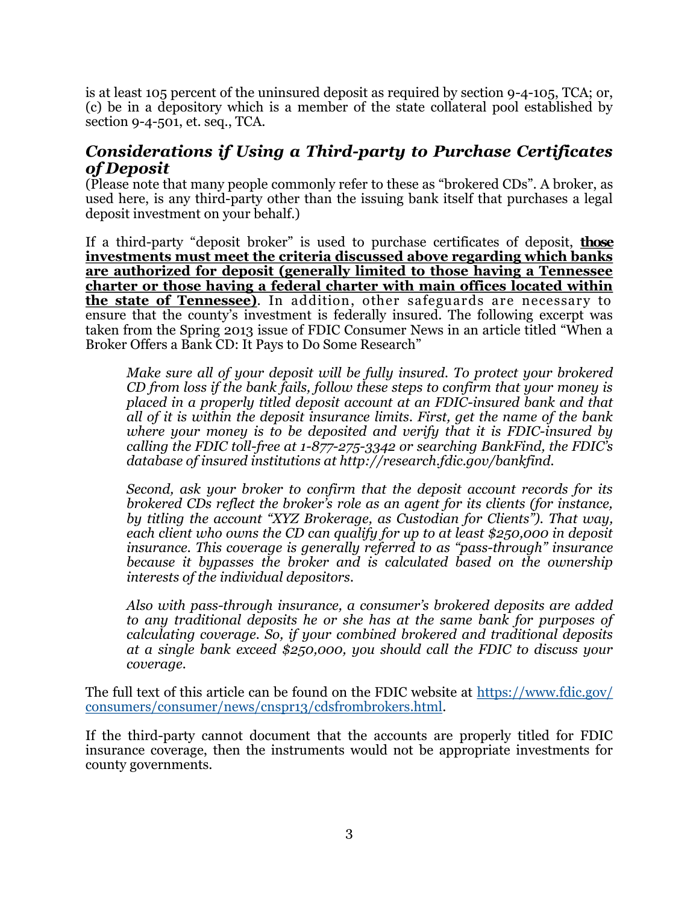is at least 105 percent of the uninsured deposit as required by section 9-4-105, TCA; or, (c) be in a depository which is a member of the state collateral pool established by section 9-4-501, et. seq., TCA.

## *Considerations if Using a Third-party to Purchase Certificates of Deposit*

(Please note that many people commonly refer to these as "brokered CDs". A broker, as used here, is any third-party other than the issuing bank itself that purchases a legal deposit investment on your behalf.)

If a third-party "deposit broker" is used to purchase certificates of deposit, **those investments must meet the criteria discussed above regarding which banks are authorized for deposit (generally limited to those having a Tennessee charter or those having a federal charter with main offices located within the state of Tennessee)**. In addition, other safeguards are necessary to ensure that the county's investment is federally insured. The following excerpt was taken from the Spring 2013 issue of FDIC Consumer News in an article titled "When a Broker Offers a Bank CD: It Pays to Do Some Research"

> *Make sure all of your deposit will be fully insured. To protect your brokered CD from loss if the bank fails, follow these steps to confirm that your money is placed in a properly titled deposit account at an FDIC-insured bank and that all of it is within the deposit insurance limits. First, get the name of the bank where your money is to be deposited and verify that it is FDIC-insured by calling the FDIC toll-free at 1-877-275-3342 or searching BankFind, the FDIC's database of insured institutions at http://research.fdic.gov/bankfind.*
>
> *Second, ask your broker to confirm that the deposit account records for its brokered CDs reflect the broker's role as an agent for its clients (for instance, by titling the account "XYZ Brokerage, as Custodian for Clients"). That way, each client who owns the CD can qualify for up to at least $250,000 in deposit insurance. This coverage is generally referred to as "pass-through" insurance because it bypasses the broker and is calculated based on the ownership interests of the individual depositors.*
>
> *Also with pass-through insurance, a consumer's brokered deposits are added to any traditional deposits he or she has at the same bank for purposes of calculating coverage. So, if your combined brokered and traditional deposits at a single bank exceed $250,000, you should call the FDIC to discuss your coverage.*

The full text of this article can be found on the FDIC website at https://www.fdic.gov/consumers/consumer/news/cnspr13/cdsfrombrokers.html.

If the third-party cannot document that the accounts are properly titled for FDIC insurance coverage, then the instruments would not be appropriate investments for county governments.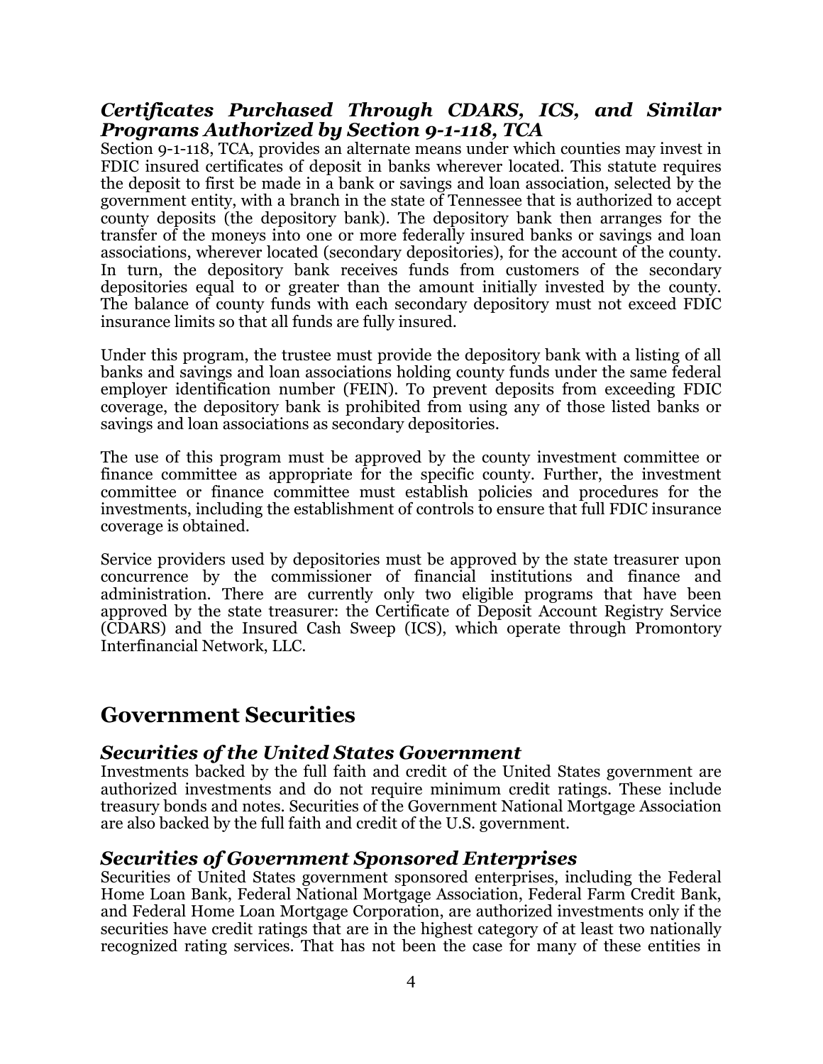### *Certificates Purchased Through CDARS, ICS, and Similar Programs Authorized by Section 9-1-118, TCA*

Section 9-1-118, TCA, provides an alternate means under which counties may invest in FDIC insured certificates of deposit in banks wherever located. This statute requires the deposit to first be made in a bank or savings and loan association, selected by the government entity, with a branch in the state of Tennessee that is authorized to accept county deposits (the depository bank). The depository bank then arranges for the transfer of the moneys into one or more federally insured banks or savings and loan associations, wherever located (secondary depositories), for the account of the county. In turn, the depository bank receives funds from customers of the secondary depositories equal to or greater than the amount initially invested by the county. The balance of county funds with each secondary depository must not exceed FDIC insurance limits so that all funds are fully insured.

Under this program, the trustee must provide the depository bank with a listing of all banks and savings and loan associations holding county funds under the same federal employer identification number (FEIN). To prevent deposits from exceeding FDIC coverage, the depository bank is prohibited from using any of those listed banks or savings and loan associations as secondary depositories.

The use of this program must be approved by the county investment committee or finance committee as appropriate for the specific county. Further, the investment committee or finance committee must establish policies and procedures for the investments, including the establishment of controls to ensure that full FDIC insurance coverage is obtained.

Service providers used by depositories must be approved by the state treasurer upon concurrence by the commissioner of financial institutions and finance and administration. There are currently only two eligible programs that have been approved by the state treasurer: the Certificate of Deposit Account Registry Service (CDARS) and the Insured Cash Sweep (ICS), which operate through Promontory Interfinancial Network, LLC.

## Government Securities

### *Securities of the United States Government*

Investments backed by the full faith and credit of the United States government are authorized investments and do not require minimum credit ratings. These include treasury bonds and notes. Securities of the Government National Mortgage Association are also backed by the full faith and credit of the U.S. government.

### *Securities of Government Sponsored Enterprises*

Securities of United States government sponsored enterprises, including the Federal Home Loan Bank, Federal National Mortgage Association, Federal Farm Credit Bank, and Federal Home Loan Mortgage Corporation, are authorized investments only if the securities have credit ratings that are in the highest category of at least two nationally recognized rating services. That has not been the case for many of these entities in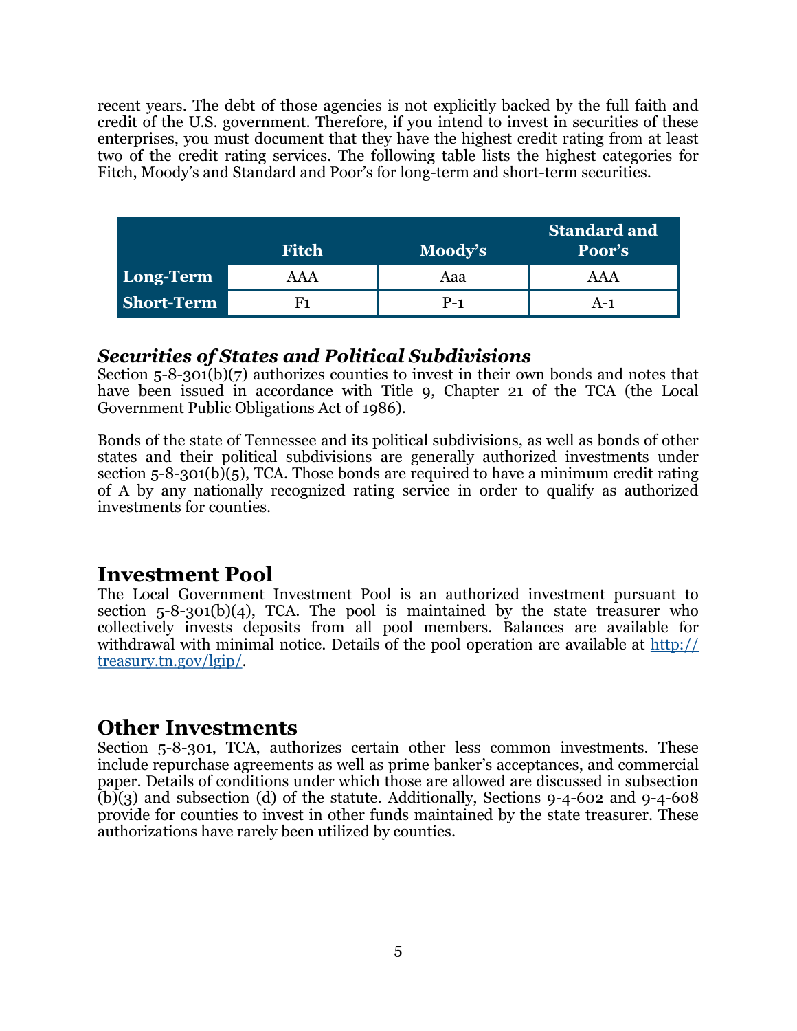recent years. The debt of those agencies is not explicitly backed by the full faith and credit of the U.S. government. Therefore, if you intend to invest in securities of these enterprises, you must document that they have the highest credit rating from at least two of the credit rating services. The following table lists the highest categories for Fitch, Moody's and Standard and Poor's for long-term and short-term securities.

| | Fitch | Moody's | Standard and Poor's |
|---|---|---|---|
| **Long-Term** | AAA | Aaa | AAA |
| **Short-Term** | F1 | P-1 | A-1 |

### *Securities of States and Political Subdivisions*

Section 5-8-301(b)(7) authorizes counties to invest in their own bonds and notes that have been issued in accordance with Title 9, Chapter 21 of the TCA (the Local Government Public Obligations Act of 1986).

Bonds of the state of Tennessee and its political subdivisions, as well as bonds of other states and their political subdivisions are generally authorized investments under section 5-8-301(b)(5), TCA. Those bonds are required to have a minimum credit rating of A by any nationally recognized rating service in order to qualify as authorized investments for counties.

## Investment Pool

The Local Government Investment Pool is an authorized investment pursuant to section 5-8-301(b)(4), TCA. The pool is maintained by the state treasurer who collectively invests deposits from all pool members. Balances are available for withdrawal with minimal notice. Details of the pool operation are available at [http://treasury.tn.gov/lgip/](http://treasury.tn.gov/lgip/).

## Other Investments

Section 5-8-301, TCA, authorizes certain other less common investments. These include repurchase agreements as well as prime banker's acceptances, and commercial paper. Details of conditions under which those are allowed are discussed in subsection (b)(3) and subsection (d) of the statute. Additionally, Sections 9-4-602 and 9-4-608 provide for counties to invest in other funds maintained by the state treasurer. These authorizations have rarely been utilized by counties.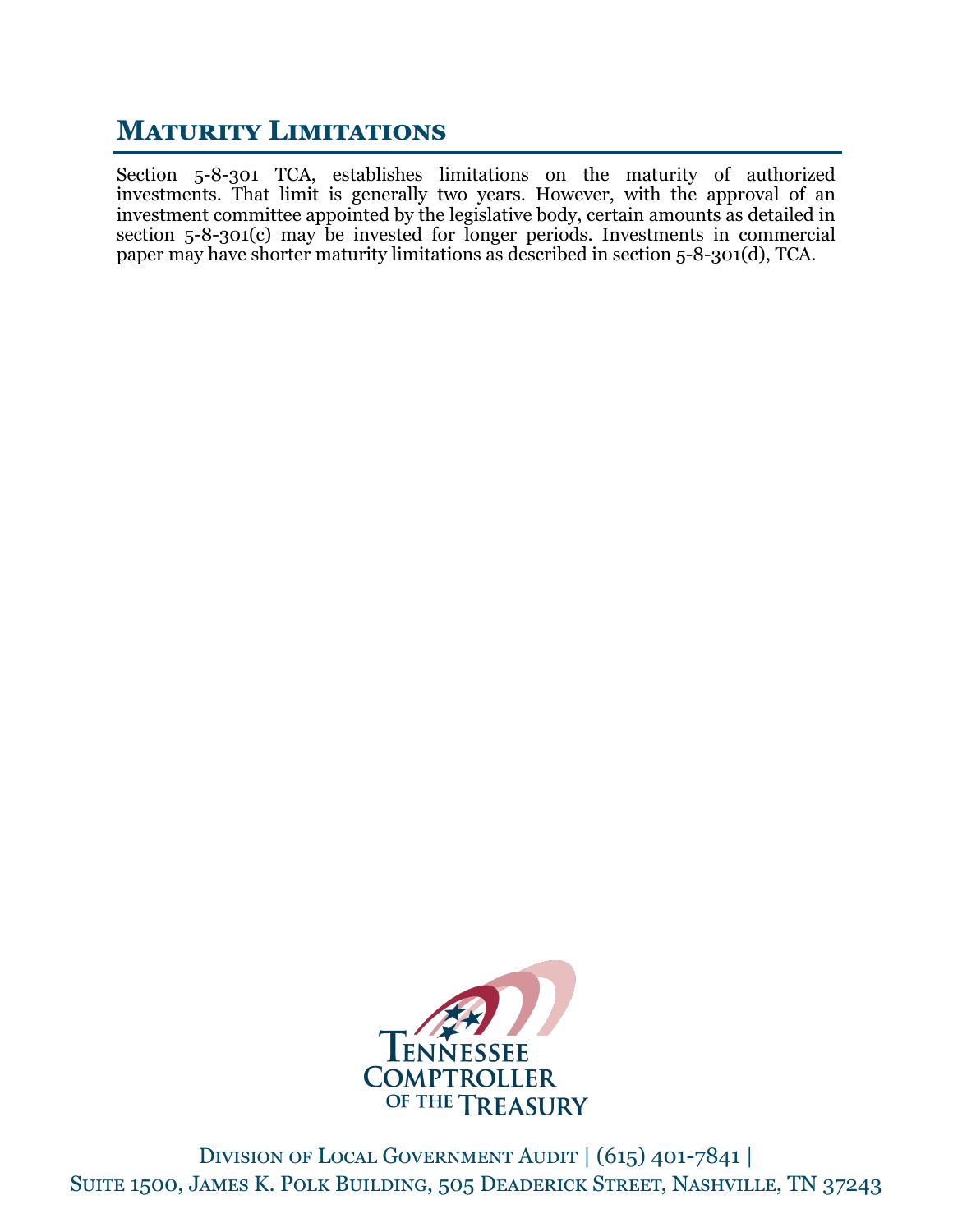## Maturity Limitations

Section 5-8-301 TCA, establishes limitations on the maturity of authorized investments. That limit is generally two years. However, with the approval of an investment committee appointed by the legislative body, certain amounts as detailed in section 5-8-301(c) may be invested for longer periods. Investments in commercial paper may have shorter maturity limitations as described in section 5-8-301(d), TCA.

Tennessee Comptroller of the Treasury

Division of Local Government Audit | (615) 401-7841 |
Suite 1500, James K. Polk Building, 505 Deaderick Street, Nashville, TN 37243